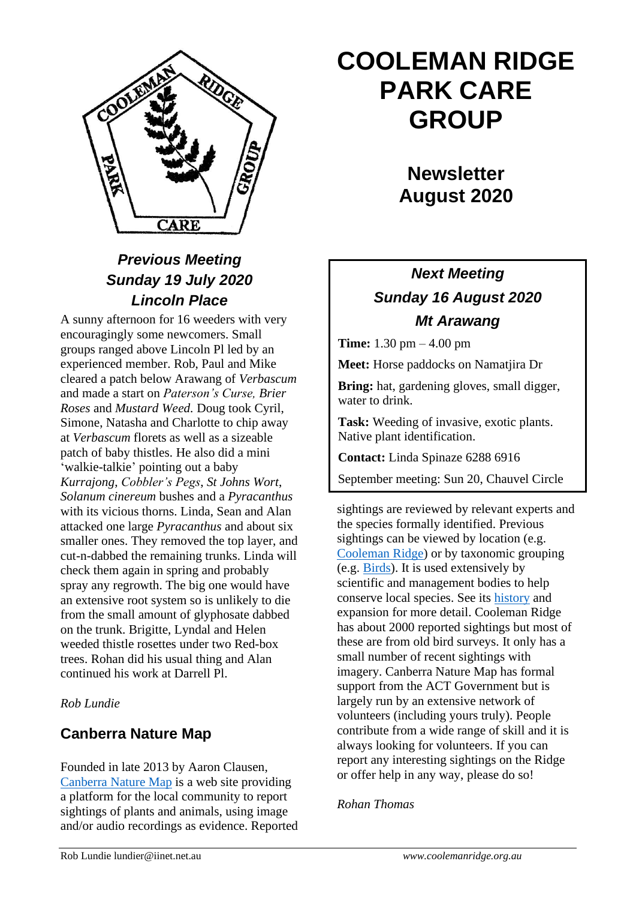# COOLEMAN RIDGE PARK CARE GROUP

## Newsletter August 2020

### *Previous Meeting*
### *Sunday 19 July 2020*
### *Lincoln Place*

A sunny afternoon for 16 weeders with very encouragingly some newcomers. Small groups ranged above Lincoln Pl led by an experienced member. Rob, Paul and Mike cleared a patch below Arawang of *Verbascum* and made a start on *Paterson's Curse, Brier Roses* and *Mustard Weed*. Doug took Cyril, Simone, Natasha and Charlotte to chip away at *Verbascum* florets as well as a sizeable patch of baby thistles. He also did a mini 'walkie-talkie' pointing out a baby *Kurrajong*, *Cobbler's Pegs*, *St Johns Wort*, *Solanum cinereum* bushes and a *Pyracanthus* with its vicious thorns. Linda, Sean and Alan attacked one large *Pyracanthus* and about six smaller ones. They removed the top layer, and cut-n-dabbed the remaining trunks. Linda will check them again in spring and probably spray any regrowth. The big one would have an extensive root system so is unlikely to die from the small amount of glyphosate dabbed on the trunk. Brigitte, Lyndal and Helen weeded thistle rosettes under two Red-box trees. Rohan did his usual thing and Alan continued his work at Darrell Pl.

*Rob Lundie*

### *Next Meeting*
### *Sunday 16 August 2020*
### *Mt Arawang*

**Time:** 1.30 pm – 4.00 pm

**Meet:** Horse paddocks on Namatjira Dr

**Bring:** hat, gardening gloves, small digger, water to drink.

**Task:** Weeding of invasive, exotic plants. Native plant identification.

**Contact:** Linda Spinaze 6288 6916

September meeting: Sun 20, Chauvel Circle

## Canberra Nature Map

Founded in late 2013 by Aaron Clausen, Canberra Nature Map is a web site providing a platform for the local community to report sightings of plants and animals, using image and/or audio recordings as evidence. Reported sightings are reviewed by relevant experts and the species formally identified. Previous sightings can be viewed by location (e.g. Cooleman Ridge) or by taxonomic grouping (e.g. Birds). It is used extensively by scientific and management bodies to help conserve local species. See its history and expansion for more detail. Cooleman Ridge has about 2000 reported sightings but most of these are from old bird surveys. It only has a small number of recent sightings with imagery. Canberra Nature Map has formal support from the ACT Government but is largely run by an extensive network of volunteers (including yours truly). People contribute from a wide range of skill and it is always looking for volunteers. If you can report any interesting sightings on the Ridge or offer help in any way, please do so!

*Rohan Thomas*

Rob Lundie lundier@iinet.net.au *www.coolemanridge.org.au*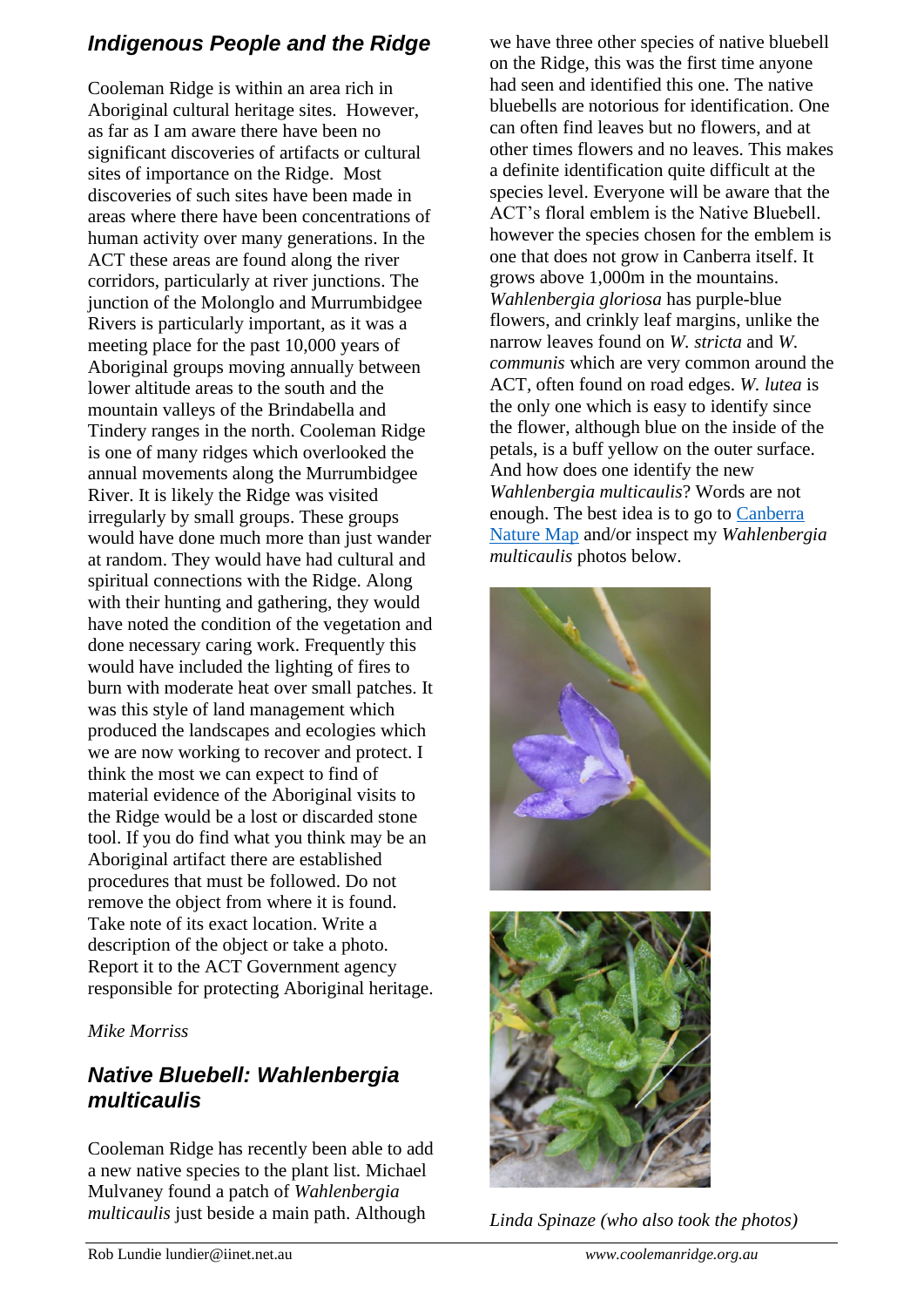## *Indigenous People and the Ridge*

Cooleman Ridge is within an area rich in Aboriginal cultural heritage sites. However, as far as I am aware there have been no significant discoveries of artifacts or cultural sites of importance on the Ridge. Most discoveries of such sites have been made in areas where there have been concentrations of human activity over many generations. In the ACT these areas are found along the river corridors, particularly at river junctions. The junction of the Molonglo and Murrumbidgee Rivers is particularly important, as it was a meeting place for the past 10,000 years of Aboriginal groups moving annually between lower altitude areas to the south and the mountain valleys of the Brindabella and Tindery ranges in the north. Cooleman Ridge is one of many ridges which overlooked the annual movements along the Murrumbidgee River. It is likely the Ridge was visited irregularly by small groups. These groups would have done much more than just wander at random. They would have had cultural and spiritual connections with the Ridge. Along with their hunting and gathering, they would have noted the condition of the vegetation and done necessary caring work. Frequently this would have included the lighting of fires to burn with moderate heat over small patches. It was this style of land management which produced the landscapes and ecologies which we are now working to recover and protect. I think the most we can expect to find of material evidence of the Aboriginal visits to the Ridge would be a lost or discarded stone tool. If you do find what you think may be an Aboriginal artifact there are established procedures that must be followed. Do not remove the object from where it is found. Take note of its exact location. Write a description of the object or take a photo. Report it to the ACT Government agency responsible for protecting Aboriginal heritage.

*Mike Morriss*

## *Native Bluebell: Wahlenbergia multicaulis*

Cooleman Ridge has recently been able to add a new native species to the plant list. Michael Mulvaney found a patch of *Wahlenbergia multicaulis* just beside a main path. Although we have three other species of native bluebell on the Ridge, this was the first time anyone had seen and identified this one. The native bluebells are notorious for identification. One can often find leaves but no flowers, and at other times flowers and no leaves. This makes a definite identification quite difficult at the species level. Everyone will be aware that the ACT's floral emblem is the Native Bluebell. however the species chosen for the emblem is one that does not grow in Canberra itself. It grows above 1,000m in the mountains. *Wahlenbergia gloriosa* has purple-blue flowers, and crinkly leaf margins, unlike the narrow leaves found on *W. stricta* and *W. communis* which are very common around the ACT, often found on road edges. *W. lutea* is the only one which is easy to identify since the flower, although blue on the inside of the petals, is a buff yellow on the outer surface. And how does one identify the new *Wahlenbergia multicaulis*? Words are not enough. The best idea is to go to [Canberra Nature Map] and/or inspect my *Wahlenbergia multicaulis* photos below.

*Linda Spinaze (who also took the photos)*